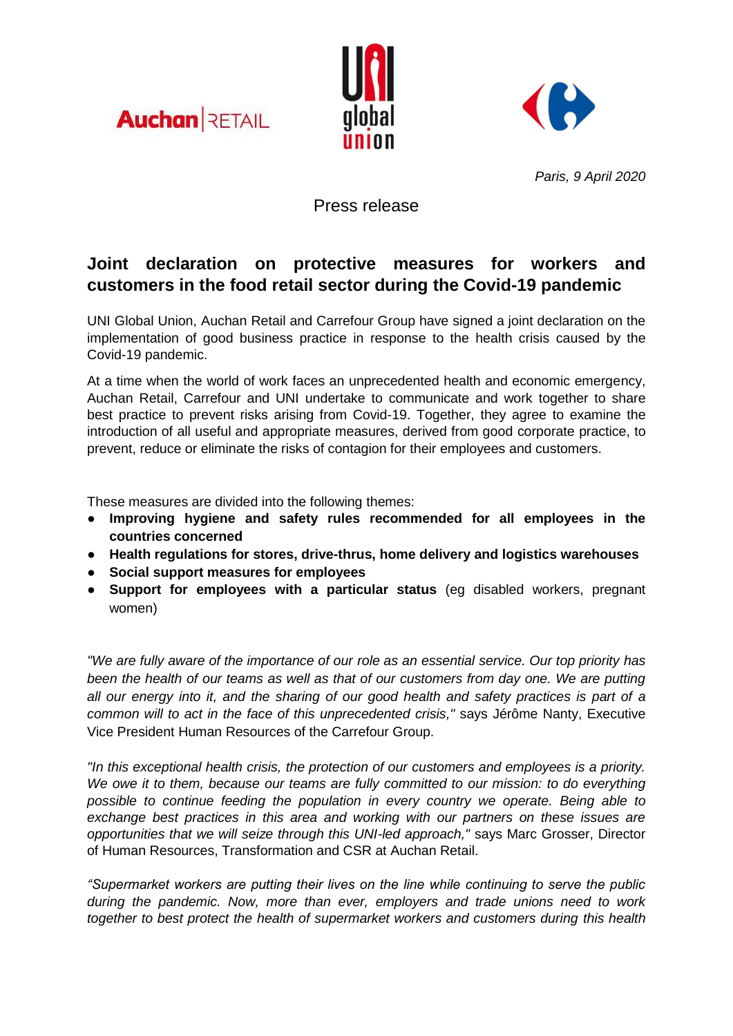Paris, 9 April 2020

Press release

## Joint declaration on protective measures for workers and customers in the food retail sector during the Covid-19 pandemic

UNI Global Union, Auchan Retail and Carrefour Group have signed a joint declaration on the implementation of good business practice in response to the health crisis caused by the Covid-19 pandemic.

At a time when the world of work faces an unprecedented health and economic emergency, Auchan Retail, Carrefour and UNI undertake to communicate and work together to share best practice to prevent risks arising from Covid-19. Together, they agree to examine the introduction of all useful and appropriate measures, derived from good corporate practice, to prevent, reduce or eliminate the risks of contagion for their employees and customers.

These measures are divided into the following themes:

- **Improving hygiene and safety rules recommended for all employees in the countries concerned**
- **Health regulations for stores, drive-thrus, home delivery and logistics warehouses**
- **Social support measures for employees**
- **Support for employees with a particular status** (eg disabled workers, pregnant women)

*"We are fully aware of the importance of our role as an essential service. Our top priority has been the health of our teams as well as that of our customers from day one. We are putting all our energy into it, and the sharing of our good health and safety practices is part of a common will to act in the face of this unprecedented crisis,"* says Jérôme Nanty, Executive Vice President Human Resources of the Carrefour Group.

*"In this exceptional health crisis, the protection of our customers and employees is a priority. We owe it to them, because our teams are fully committed to our mission: to do everything possible to continue feeding the population in every country we operate. Being able to exchange best practices in this area and working with our partners on these issues are opportunities that we will seize through this UNI-led approach,"* says Marc Grosser, Director of Human Resources, Transformation and CSR at Auchan Retail.

*"Supermarket workers are putting their lives on the line while continuing to serve the public during the pandemic. Now, more than ever, employers and trade unions need to work together to best protect the health of supermarket workers and customers during this health*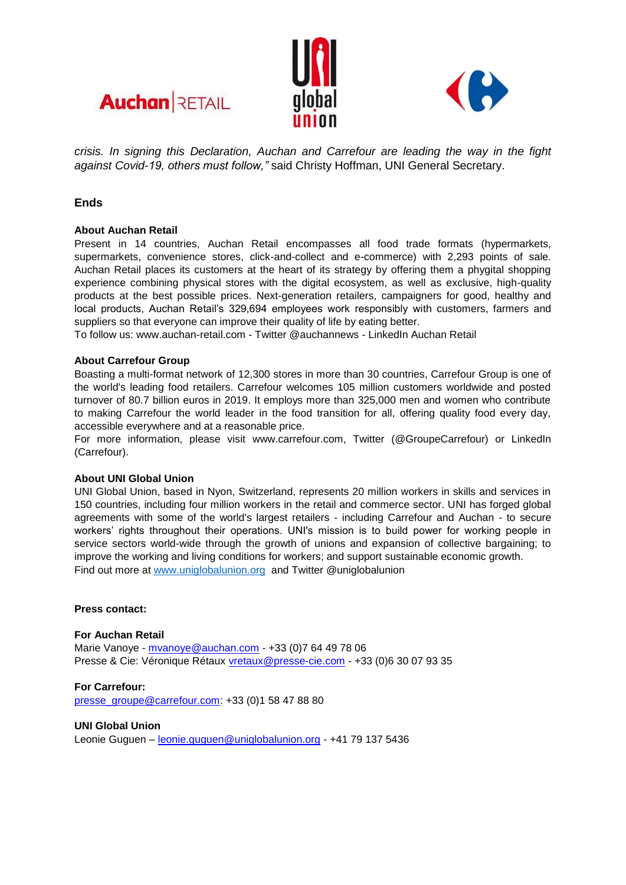*crisis. In signing this Declaration, Auchan and Carrefour are leading the way in the fight against Covid-19, others must follow,"* said Christy Hoffman, UNI General Secretary.

**Ends**

**About Auchan Retail**
Present in 14 countries, Auchan Retail encompasses all food trade formats (hypermarkets, supermarkets, convenience stores, click-and-collect and e-commerce) with 2,293 points of sale. Auchan Retail places its customers at the heart of its strategy by offering them a phygital shopping experience combining physical stores with the digital ecosystem, as well as exclusive, high-quality products at the best possible prices. Next-generation retailers, campaigners for good, healthy and local products, Auchan Retail's 329,694 employees work responsibly with customers, farmers and suppliers so that everyone can improve their quality of life by eating better.
To follow us: www.auchan-retail.com - Twitter @auchannews - LinkedIn Auchan Retail

**About Carrefour Group**
Boasting a multi-format network of 12,300 stores in more than 30 countries, Carrefour Group is one of the world's leading food retailers. Carrefour welcomes 105 million customers worldwide and posted turnover of 80.7 billion euros in 2019. It employs more than 325,000 men and women who contribute to making Carrefour the world leader in the food transition for all, offering quality food every day, accessible everywhere and at a reasonable price.
For more information, please visit www.carrefour.com, Twitter (@GroupeCarrefour) or LinkedIn (Carrefour).

**About UNI Global Union**
UNI Global Union, based in Nyon, Switzerland, represents 20 million workers in skills and services in 150 countries, including four million workers in the retail and commerce sector. UNI has forged global agreements with some of the world's largest retailers - including Carrefour and Auchan - to secure workers' rights throughout their operations. UNI's mission is to build power for working people in service sectors world-wide through the growth of unions and expansion of collective bargaining; to improve the working and living conditions for workers; and support sustainable economic growth.
Find out more at www.uniglobalunion.org and Twitter @uniglobalunion

**Press contact:**

**For Auchan Retail**
Marie Vanoye - mvanoye@auchan.com - +33 (0)7 64 49 78 06
Presse & Cie: Véronique Rétaux vretaux@presse-cie.com - +33 (0)6 30 07 93 35

**For Carrefour:**
presse_groupe@carrefour.com: +33 (0)1 58 47 88 80

**UNI Global Union**
Leonie Guguen – leonie.guguen@uniglobalunion.org - +41 79 137 5436